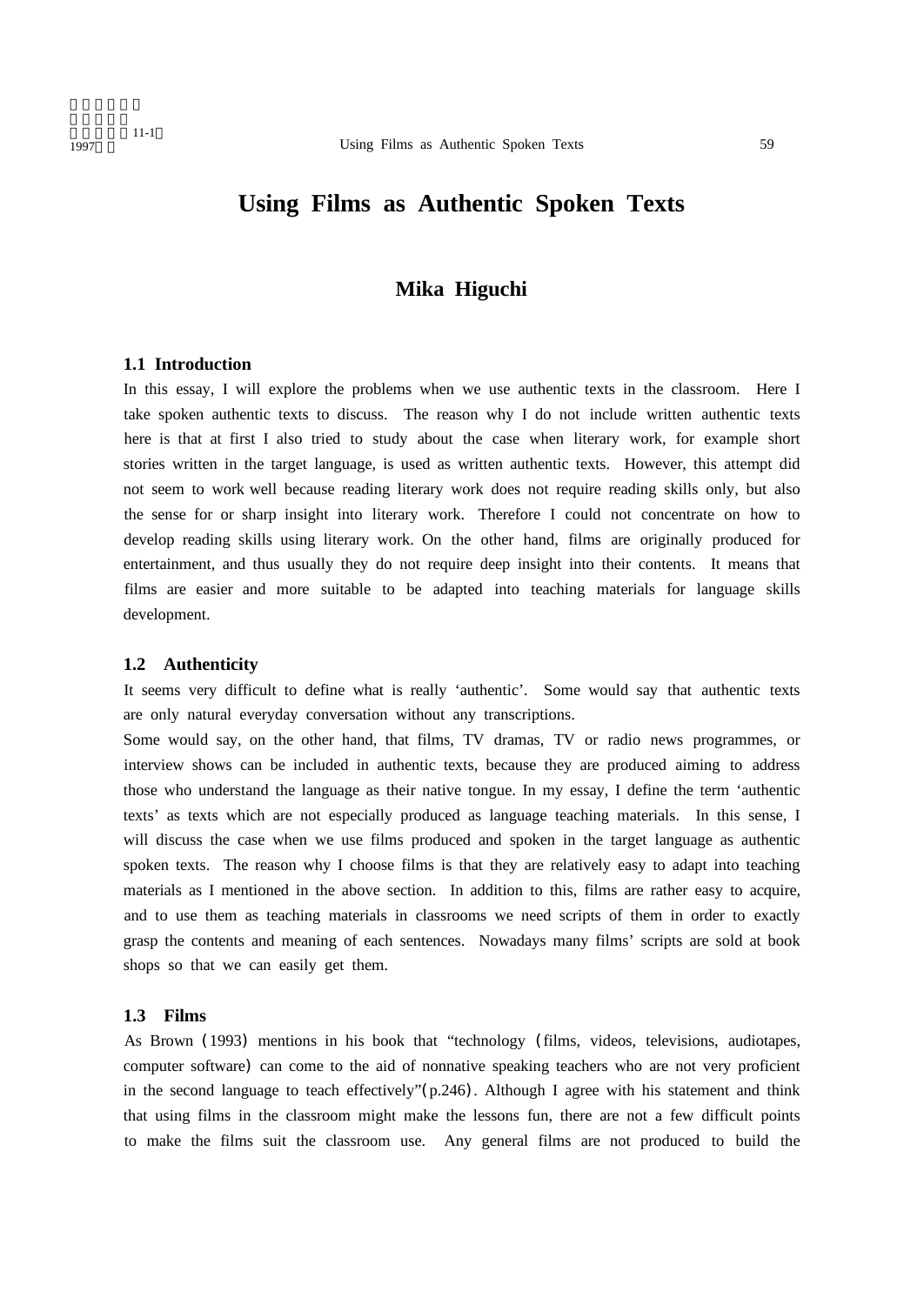# Using Films as Authentic Spoken Texts

## Mika Higuchi

### 1.1 Introduction

In this essay, I will explore the problems when we use authentic texts in the classroom. Here I take spoken authentic texts to discuss. The reason why I do not include written authentic texts here is that at first I also tried to study about the case when literary work, for example short stories written in the target language, is used as written authentic texts. However, this attempt did not seem to work well because reading literary work does not require reading skills only, but also the sense for or sharp insight into literary work. Therefore I could not concentrate on how to develop reading skills using literary work. On the other hand, films are originally produced for entertainment, and thus usually they do not require deep insight into their contents. It means that films are easier and more suitable to be adapted into teaching materials for language skills development.

### 1.2 Authenticity

It seems very difficult to define what is really 'authentic'. Some would say that authentic texts are only natural everyday conversation without any transcriptions.

Some would say, on the other hand, that films, TV dramas, TV or radio news programmes, or interview shows can be included in authentic texts, because they are produced aiming to address those who understand the language as their native tongue. In my essay, I define the term 'authentic texts' as texts which are not especially produced as language teaching materials. In this sense, I will discuss the case when we use films produced and spoken in the target language as authentic spoken texts. The reason why I choose films is that they are relatively easy to adapt into teaching materials as I mentioned in the above section. In addition to this, films are rather easy to acquire, and to use them as teaching materials in classrooms we need scripts of them in order to exactly grasp the contents and meaning of each sentences. Nowadays many films' scripts are sold at book shops so that we can easily get them.

### 1.3 Films

As Brown (1993) mentions in his book that "technology (films, videos, televisions, audiotapes, computer software) can come to the aid of nonnative speaking teachers who are not very proficient in the second language to teach effectively"(p.246). Although I agree with his statement and think that using films in the classroom might make the lessons fun, there are not a few difficult points to make the films suit the classroom use. Any general films are not produced to build the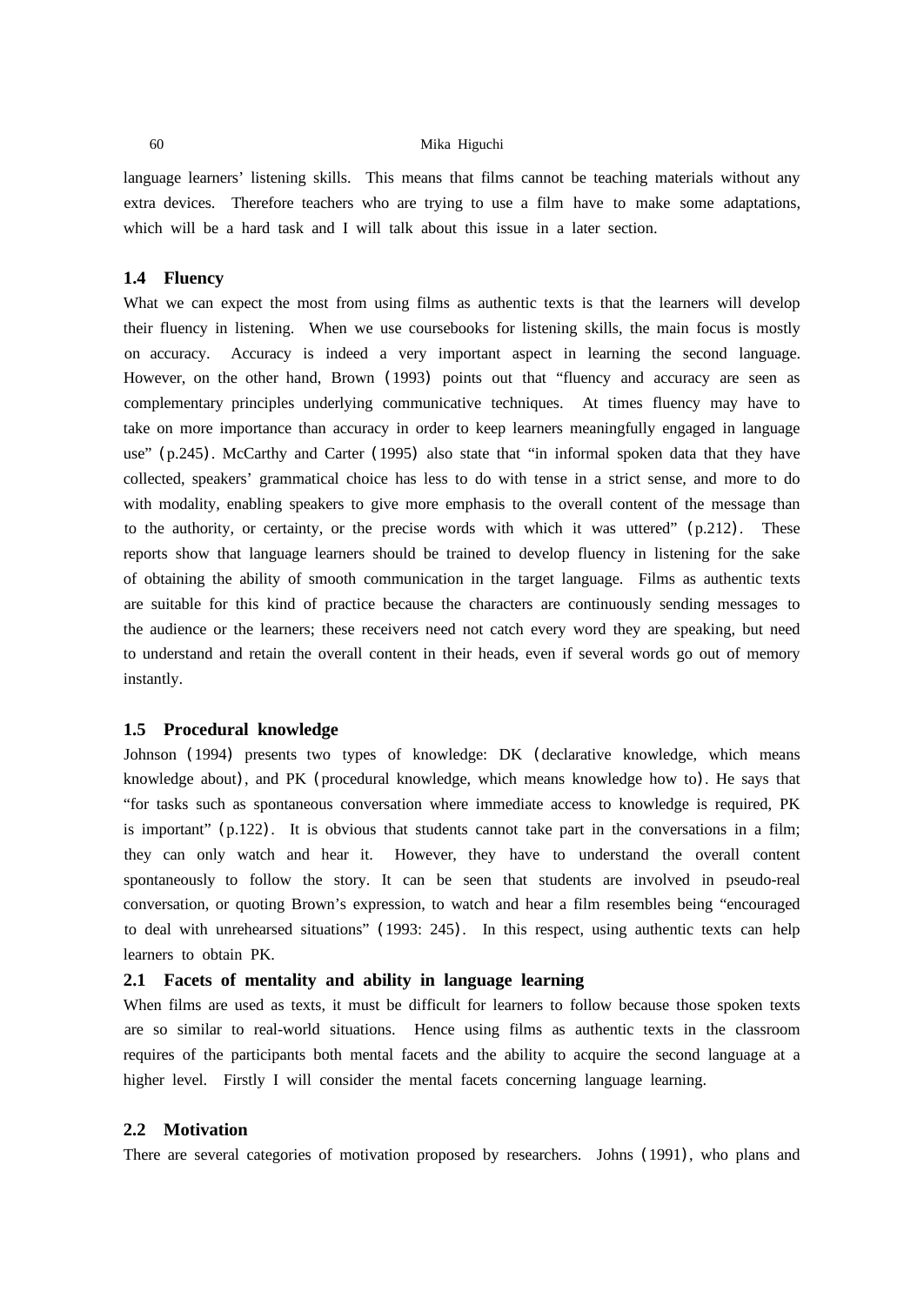language learners' listening skills. This means that films cannot be teaching materials without any extra devices. Therefore teachers who are trying to use a film have to make some adaptations, which will be a hard task and I will talk about this issue in a later section.

### 1.4 Fluency

What we can expect the most from using films as authentic texts is that the learners will develop their fluency in listening. When we use coursebooks for listening skills, the main focus is mostly on accuracy. Accuracy is indeed a very important aspect in learning the second language. However, on the other hand, Brown (1993) points out that "fluency and accuracy are seen as complementary principles underlying communicative techniques. At times fluency may have to take on more importance than accuracy in order to keep learners meaningfully engaged in language use" (p.245). McCarthy and Carter (1995) also state that "in informal spoken data that they have collected, speakers' grammatical choice has less to do with tense in a strict sense, and more to do with modality, enabling speakers to give more emphasis to the overall content of the message than to the authority, or certainty, or the precise words with which it was uttered" (p.212). These reports show that language learners should be trained to develop fluency in listening for the sake of obtaining the ability of smooth communication in the target language. Films as authentic texts are suitable for this kind of practice because the characters are continuously sending messages to the audience or the learners; these receivers need not catch every word they are speaking, but need to understand and retain the overall content in their heads, even if several words go out of memory instantly.

### 1.5 Procedural knowledge

Johnson (1994) presents two types of knowledge: DK (declarative knowledge, which means knowledge about), and PK (procedural knowledge, which means knowledge how to). He says that "for tasks such as spontaneous conversation where immediate access to knowledge is required, PK is important" (p.122). It is obvious that students cannot take part in the conversations in a film; they can only watch and hear it. However, they have to understand the overall content spontaneously to follow the story. It can be seen that students are involved in pseudo-real conversation, or quoting Brown's expression, to watch and hear a film resembles being "encouraged to deal with unrehearsed situations" (1993: 245). In this respect, using authentic texts can help learners to obtain PK.

### 2.1 Facets of mentality and ability in language learning

When films are used as texts, it must be difficult for learners to follow because those spoken texts are so similar to real-world situations. Hence using films as authentic texts in the classroom requires of the participants both mental facets and the ability to acquire the second language at a higher level. Firstly I will consider the mental facets concerning language learning.

### 2.2 Motivation

There are several categories of motivation proposed by researchers. Johns (1991), who plans and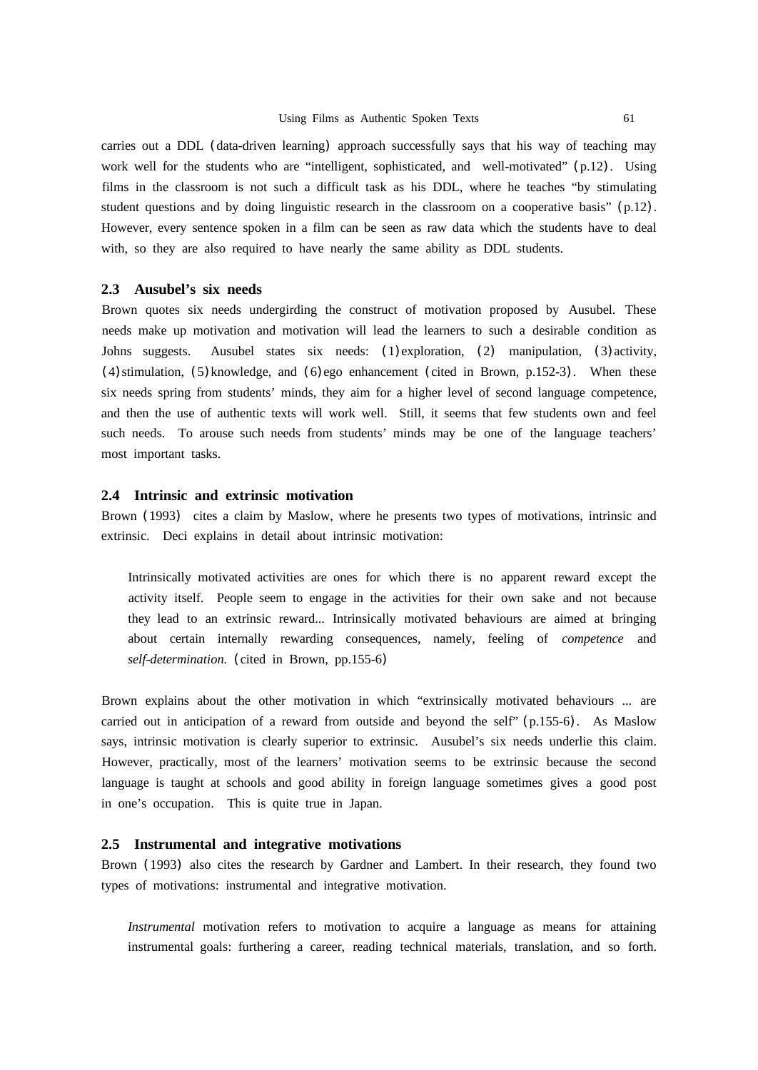carries out a DDL (data-driven learning) approach successfully says that his way of teaching may work well for the students who are "intelligent, sophisticated, and well-motivated" (p.12). Using films in the classroom is not such a difficult task as his DDL, where he teaches "by stimulating student questions and by doing linguistic research in the classroom on a cooperative basis" (p.12). However, every sentence spoken in a film can be seen as raw data which the students have to deal with, so they are also required to have nearly the same ability as DDL students.

### 2.3 Ausubel's six needs

Brown quotes six needs undergirding the construct of motivation proposed by Ausubel. These needs make up motivation and motivation will lead the learners to such a desirable condition as Johns suggests. Ausubel states six needs: (1) exploration, (2) manipulation, (3) activity, (4) stimulation, (5) knowledge, and (6) ego enhancement (cited in Brown, p.152-3). When these six needs spring from students' minds, they aim for a higher level of second language competence, and then the use of authentic texts will work well. Still, it seems that few students own and feel such needs. To arouse such needs from students' minds may be one of the language teachers' most important tasks.

### 2.4 Intrinsic and extrinsic motivation

Brown (1993) cites a claim by Maslow, where he presents two types of motivations, intrinsic and extrinsic. Deci explains in detail about intrinsic motivation:

> Intrinsically motivated activities are ones for which there is no apparent reward except the activity itself. People seem to engage in the activities for their own sake and not because they lead to an extrinsic reward... Intrinsically motivated behaviours are aimed at bringing about certain internally rewarding consequences, namely, feeling of *competence* and *self-determination.* (cited in Brown, pp.155-6)

Brown explains about the other motivation in which "extrinsically motivated behaviours ... are carried out in anticipation of a reward from outside and beyond the self" (p.155-6). As Maslow says, intrinsic motivation is clearly superior to extrinsic. Ausubel's six needs underlie this claim. However, practically, most of the learners' motivation seems to be extrinsic because the second language is taught at schools and good ability in foreign language sometimes gives a good post in one's occupation. This is quite true in Japan.

### 2.5 Instrumental and integrative motivations

Brown (1993) also cites the research by Gardner and Lambert. In their research, they found two types of motivations: instrumental and integrative motivation.

> *Instrumental* motivation refers to motivation to acquire a language as means for attaining instrumental goals: furthering a career, reading technical materials, translation, and so forth.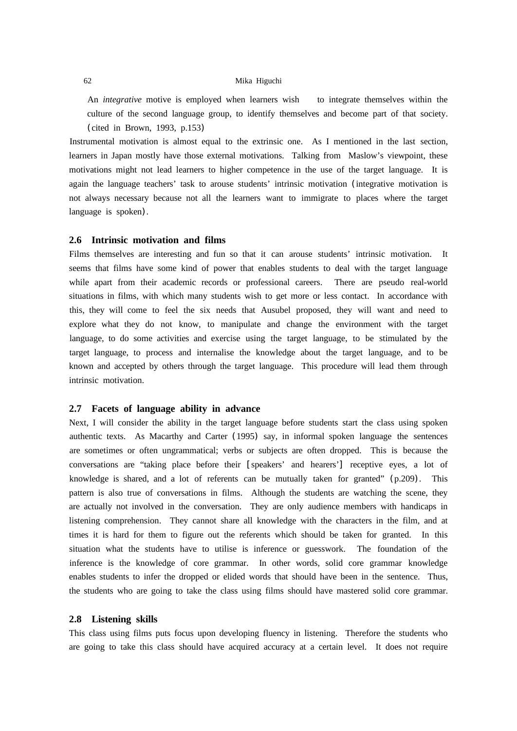> An *integrative* motive is employed when learners wish to integrate themselves within the culture of the second language group, to identify themselves and become part of that society. (cited in Brown, 1993, p.153)

Instrumental motivation is almost equal to the extrinsic one. As I mentioned in the last section, learners in Japan mostly have those external motivations. Talking from Maslow's viewpoint, these motivations might not lead learners to higher competence in the use of the target language. It is again the language teachers' task to arouse students' intrinsic motivation (integrative motivation is not always necessary because not all the learners want to immigrate to places where the target language is spoken).

### 2.6 Intrinsic motivation and films

Films themselves are interesting and fun so that it can arouse students' intrinsic motivation. It seems that films have some kind of power that enables students to deal with the target language while apart from their academic records or professional careers. There are pseudo real-world situations in films, with which many students wish to get more or less contact. In accordance with this, they will come to feel the six needs that Ausubel proposed, they will want and need to explore what they do not know, to manipulate and change the environment with the target language, to do some activities and exercise using the target language, to be stimulated by the target language, to process and internalise the knowledge about the target language, and to be known and accepted by others through the target language. This procedure will lead them through intrinsic motivation.

### 2.7 Facets of language ability in advance

Next, I will consider the ability in the target language before students start the class using spoken authentic texts. As Macarthy and Carter (1995) say, in informal spoken language the sentences are sometimes or often ungrammatical; verbs or subjects are often dropped. This is because the conversations are "taking place before their [speakers' and hearers'] receptive eyes, a lot of knowledge is shared, and a lot of referents can be mutually taken for granted" (p.209). This pattern is also true of conversations in films. Although the students are watching the scene, they are actually not involved in the conversation. They are only audience members with handicaps in listening comprehension. They cannot share all knowledge with the characters in the film, and at times it is hard for them to figure out the referents which should be taken for granted. In this situation what the students have to utilise is inference or guesswork. The foundation of the inference is the knowledge of core grammar. In other words, solid core grammar knowledge enables students to infer the dropped or elided words that should have been in the sentence. Thus, the students who are going to take the class using films should have mastered solid core grammar.

### 2.8 Listening skills

This class using films puts focus upon developing fluency in listening. Therefore the students who are going to take this class should have acquired accuracy at a certain level. It does not require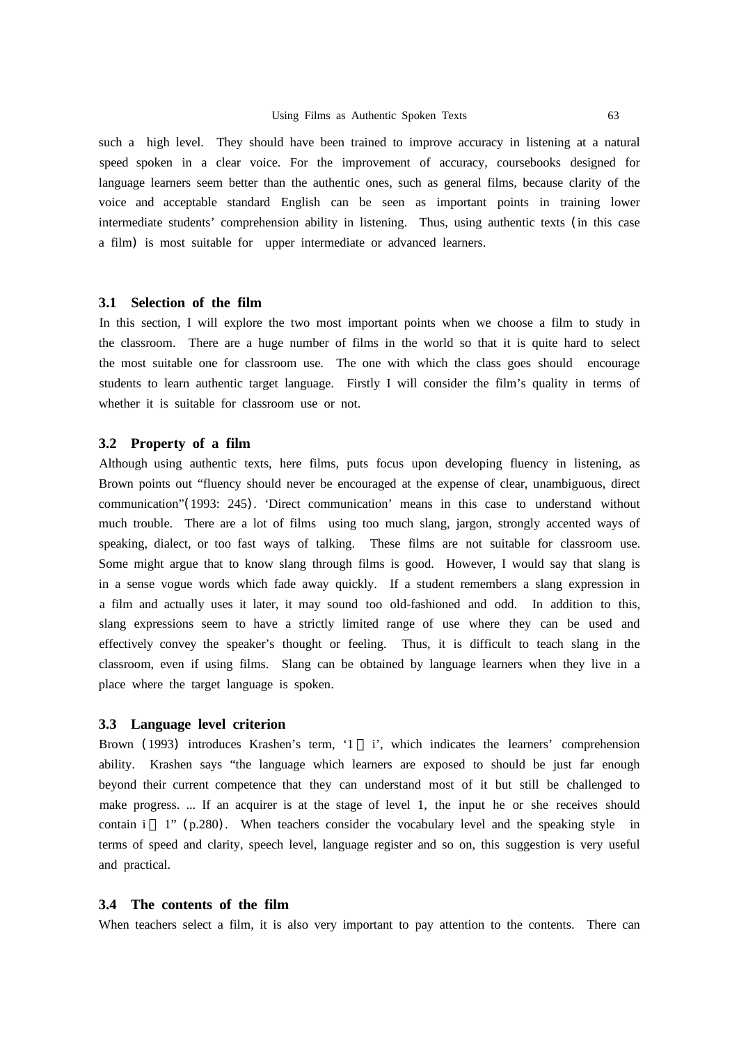such a high level. They should have been trained to improve accuracy in listening at a natural speed spoken in a clear voice. For the improvement of accuracy, coursebooks designed for language learners seem better than the authentic ones, such as general films, because clarity of the voice and acceptable standard English can be seen as important points in training lower intermediate students' comprehension ability in listening. Thus, using authentic texts (in this case a film) is most suitable for upper intermediate or advanced learners.

### 3.1 Selection of the film

In this section, I will explore the two most important points when we choose a film to study in the classroom. There are a huge number of films in the world so that it is quite hard to select the most suitable one for classroom use. The one with which the class goes should encourage students to learn authentic target language. Firstly I will consider the film's quality in terms of whether it is suitable for classroom use or not.

### 3.2 Property of a film

Although using authentic texts, here films, puts focus upon developing fluency in listening, as Brown points out "fluency should never be encouraged at the expense of clear, unambiguous, direct communication"(1993: 245). 'Direct communication' means in this case to understand without much trouble. There are a lot of films using too much slang, jargon, strongly accented ways of speaking, dialect, or too fast ways of talking. These films are not suitable for classroom use. Some might argue that to know slang through films is good. However, I would say that slang is in a sense vogue words which fade away quickly. If a student remembers a slang expression in a film and actually uses it later, it may sound too old-fashioned and odd. In addition to this, slang expressions seem to have a strictly limited range of use where they can be used and effectively convey the speaker's thought or feeling. Thus, it is difficult to teach slang in the classroom, even if using films. Slang can be obtained by language learners when they live in a place where the target language is spoken.

### 3.3 Language level criterion

Brown (1993) introduces Krashen's term, '1 ＋ i', which indicates the learners' comprehension ability. Krashen says "the language which learners are exposed to should be just far enough beyond their current competence that they can understand most of it but still be challenged to make progress. ... If an acquirer is at the stage of level 1, the input he or she receives should contain i ＋ 1" (p.280). When teachers consider the vocabulary level and the speaking style in terms of speed and clarity, speech level, language register and so on, this suggestion is very useful and practical.

### 3.4 The contents of the film

When teachers select a film, it is also very important to pay attention to the contents. There can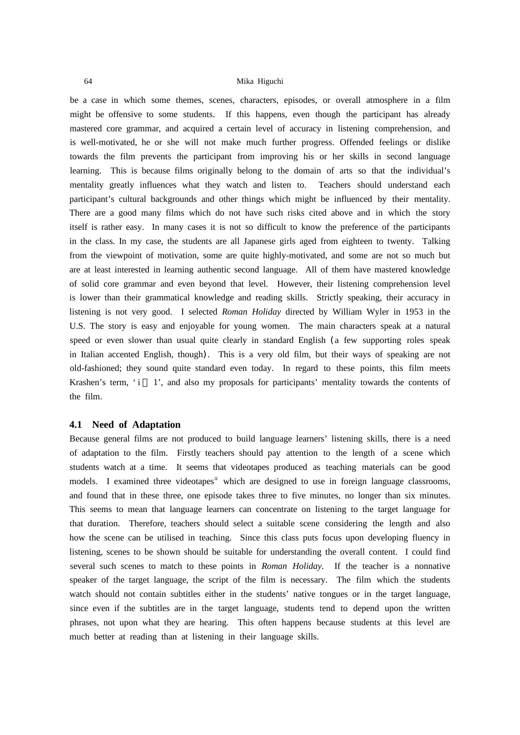be a case in which some themes, scenes, characters, episodes, or overall atmosphere in a film might be offensive to some students. If this happens, even though the participant has already mastered core grammar, and acquired a certain level of accuracy in listening comprehension, and is well-motivated, he or she will not make much further progress. Offended feelings or dislike towards the film prevents the participant from improving his or her skills in second language learning. This is because films originally belong to the domain of arts so that the individual's mentality greatly influences what they watch and listen to. Teachers should understand each participant's cultural backgrounds and other things which might be influenced by their mentality. There are a good many films which do not have such risks cited above and in which the story itself is rather easy. In many cases it is not so difficult to know the preference of the participants in the class. In my case, the students are all Japanese girls aged from eighteen to twenty. Talking from the viewpoint of motivation, some are quite highly-motivated, and some are not so much but are at least interested in learning authentic second language. All of them have mastered knowledge of solid core grammar and even beyond that level. However, their listening comprehension level is lower than their grammatical knowledge and reading skills. Strictly speaking, their accuracy in listening is not very good. I selected *Roman Holiday* directed by William Wyler in 1953 in the U.S. The story is easy and enjoyable for young women. The main characters speak at a natural speed or even slower than usual quite clearly in standard English (a few supporting roles speak in Italian accented English, though). This is a very old film, but their ways of speaking are not old-fashioned; they sound quite standard even today. In regard to these points, this film meets Krashen's term, '$i + 1$', and also my proposals for participants' mentality towards the contents of the film.

### 4.1 Need of Adaptation

Because general films are not produced to build language learners' listening skills, there is a need of adaptation to the film. Firstly teachers should pay attention to the length of a scene which students watch at a time. It seems that videotapes produced as teaching materials can be good models. I examined three videotapes[①] which are designed to use in foreign language classrooms, and found that in these three, one episode takes three to five minutes, no longer than six minutes. This seems to mean that language learners can concentrate on listening to the target language for that duration. Therefore, teachers should select a suitable scene considering the length and also how the scene can be utilised in teaching. Since this class puts focus upon developing fluency in listening, scenes to be shown should be suitable for understanding the overall content. I could find several such scenes to match to these points in *Roman Holiday*. If the teacher is a nonnative speaker of the target language, the script of the film is necessary. The film which the students watch should not contain subtitles either in the students' native tongues or in the target language, since even if the subtitles are in the target language, students tend to depend upon the written phrases, not upon what they are hearing. This often happens because students at this level are much better at reading than at listening in their language skills.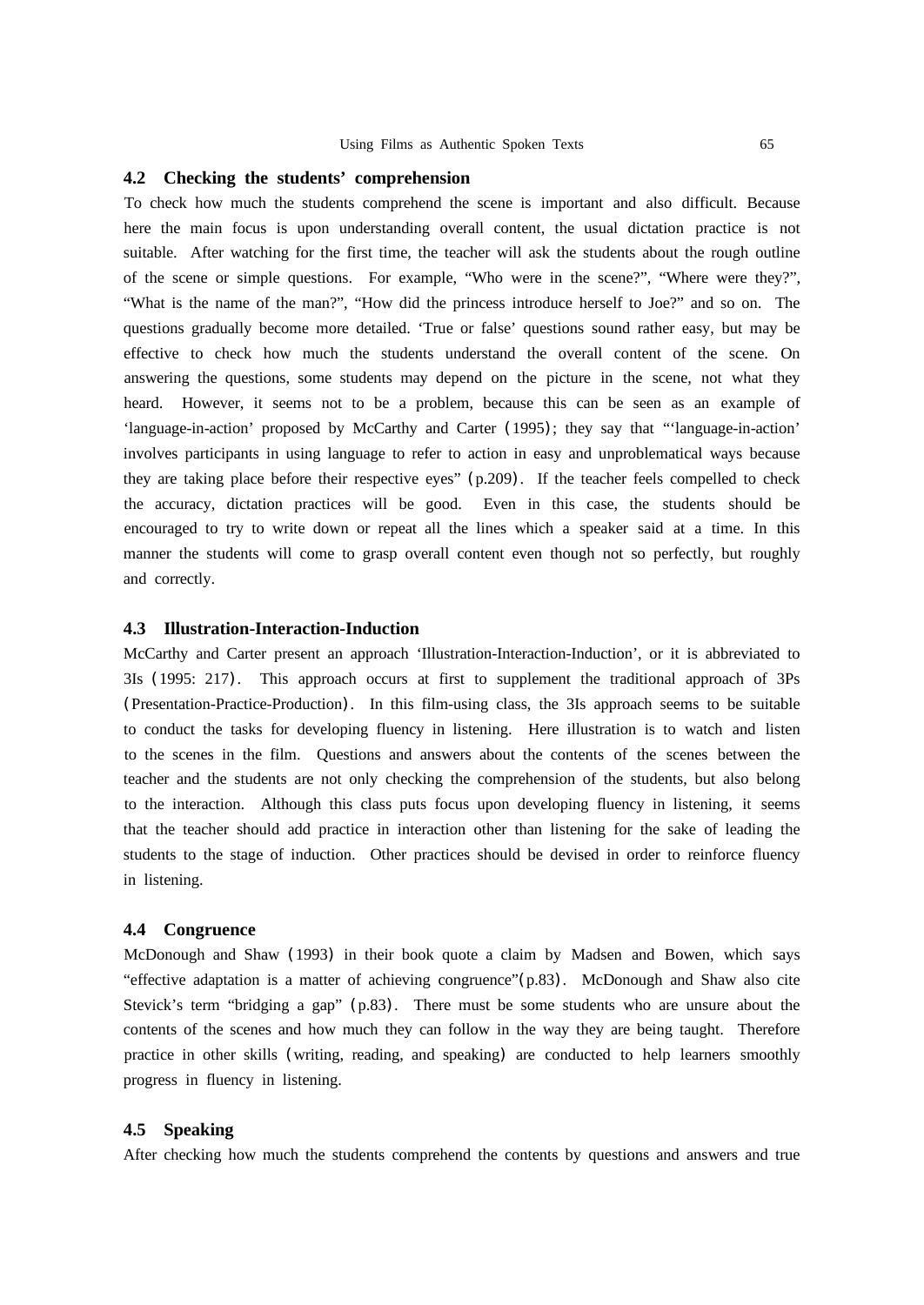### 4.2 Checking the students' comprehension

To check how much the students comprehend the scene is important and also difficult. Because here the main focus is upon understanding overall content, the usual dictation practice is not suitable. After watching for the first time, the teacher will ask the students about the rough outline of the scene or simple questions. For example, "Who were in the scene?", "Where were they?", "What is the name of the man?", "How did the princess introduce herself to Joe?" and so on. The questions gradually become more detailed. 'True or false' questions sound rather easy, but may be effective to check how much the students understand the overall content of the scene. On answering the questions, some students may depend on the picture in the scene, not what they heard. However, it seems not to be a problem, because this can be seen as an example of 'language-in-action' proposed by McCarthy and Carter (1995); they say that "'language-in-action' involves participants in using language to refer to action in easy and unproblematical ways because they are taking place before their respective eyes" (p.209). If the teacher feels compelled to check the accuracy, dictation practices will be good. Even in this case, the students should be encouraged to try to write down or repeat all the lines which a speaker said at a time. In this manner the students will come to grasp overall content even though not so perfectly, but roughly and correctly.

### 4.3 Illustration-Interaction-Induction

McCarthy and Carter present an approach 'Illustration-Interaction-Induction', or it is abbreviated to 3Is (1995: 217). This approach occurs at first to supplement the traditional approach of 3Ps (Presentation-Practice-Production). In this film-using class, the 3Is approach seems to be suitable to conduct the tasks for developing fluency in listening. Here illustration is to watch and listen to the scenes in the film. Questions and answers about the contents of the scenes between the teacher and the students are not only checking the comprehension of the students, but also belong to the interaction. Although this class puts focus upon developing fluency in listening, it seems that the teacher should add practice in interaction other than listening for the sake of leading the students to the stage of induction. Other practices should be devised in order to reinforce fluency in listening.

### 4.4 Congruence

McDonough and Shaw (1993) in their book quote a claim by Madsen and Bowen, which says "effective adaptation is a matter of achieving congruence"(p.83). McDonough and Shaw also cite Stevick's term "bridging a gap" (p.83). There must be some students who are unsure about the contents of the scenes and how much they can follow in the way they are being taught. Therefore practice in other skills (writing, reading, and speaking) are conducted to help learners smoothly progress in fluency in listening.

### 4.5 Speaking

After checking how much the students comprehend the contents by questions and answers and true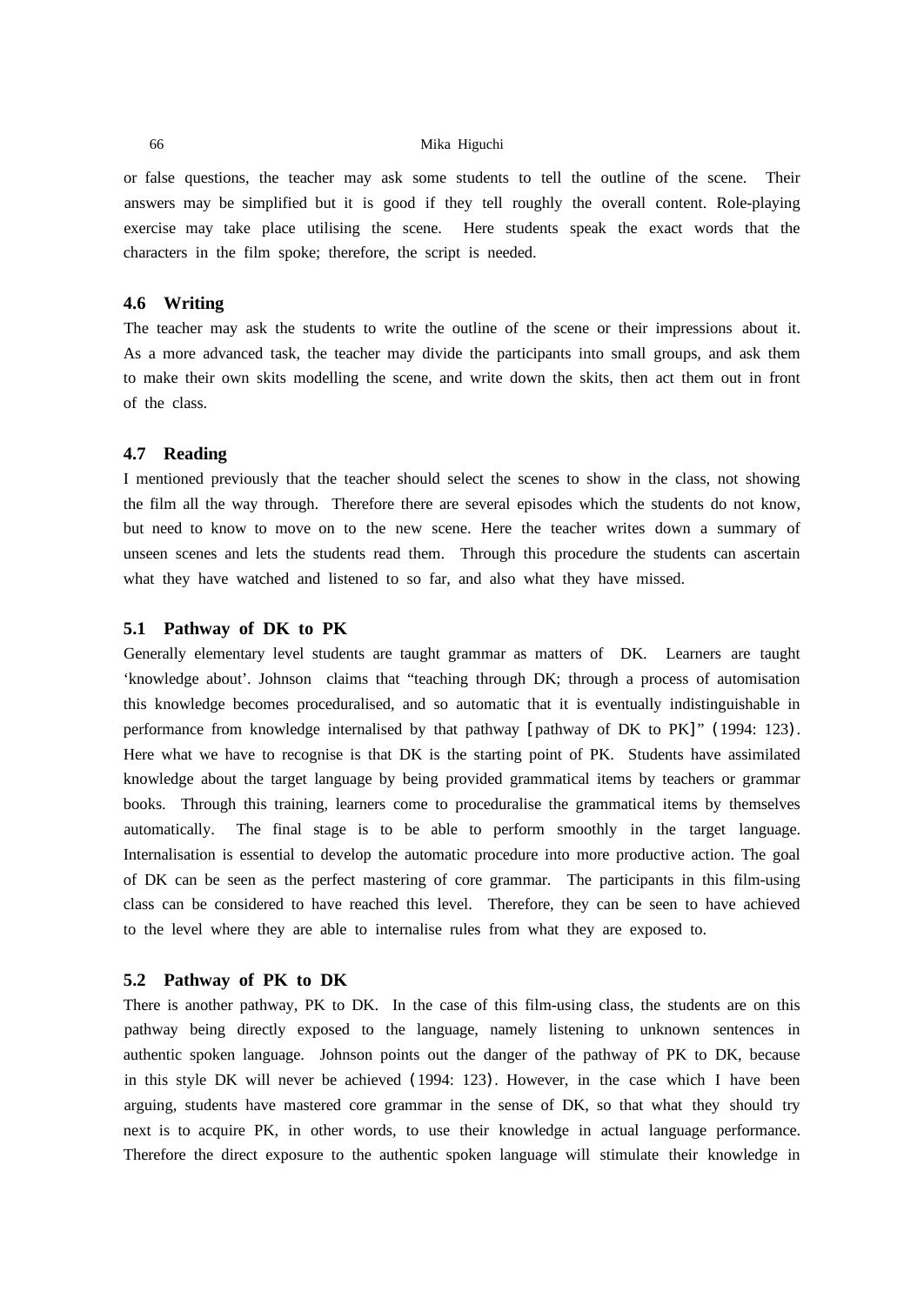or false questions, the teacher may ask some students to tell the outline of the scene. Their answers may be simplified but it is good if they tell roughly the overall content. Role-playing exercise may take place utilising the scene. Here students speak the exact words that the characters in the film spoke; therefore, the script is needed.

### 4.6 Writing

The teacher may ask the students to write the outline of the scene or their impressions about it. As a more advanced task, the teacher may divide the participants into small groups, and ask them to make their own skits modelling the scene, and write down the skits, then act them out in front of the class.

### 4.7 Reading

I mentioned previously that the teacher should select the scenes to show in the class, not showing the film all the way through. Therefore there are several episodes which the students do not know, but need to know to move on to the new scene. Here the teacher writes down a summary of unseen scenes and lets the students read them. Through this procedure the students can ascertain what they have watched and listened to so far, and also what they have missed.

### 5.1 Pathway of DK to PK

Generally elementary level students are taught grammar as matters of DK. Learners are taught 'knowledge about'. Johnson claims that "teaching through DK; through a process of automisation this knowledge becomes proceduralised, and so automatic that it is eventually indistinguishable in performance from knowledge internalised by that pathway [pathway of DK to PK]" (1994: 123). Here what we have to recognise is that DK is the starting point of PK. Students have assimilated knowledge about the target language by being provided grammatical items by teachers or grammar books. Through this training, learners come to proceduralise the grammatical items by themselves automatically. The final stage is to be able to perform smoothly in the target language. Internalisation is essential to develop the automatic procedure into more productive action. The goal of DK can be seen as the perfect mastering of core grammar. The participants in this film-using class can be considered to have reached this level. Therefore, they can be seen to have achieved to the level where they are able to internalise rules from what they are exposed to.

### 5.2 Pathway of PK to DK

There is another pathway, PK to DK. In the case of this film-using class, the students are on this pathway being directly exposed to the language, namely listening to unknown sentences in authentic spoken language. Johnson points out the danger of the pathway of PK to DK, because in this style DK will never be achieved (1994: 123). However, in the case which I have been arguing, students have mastered core grammar in the sense of DK, so that what they should try next is to acquire PK, in other words, to use their knowledge in actual language performance. Therefore the direct exposure to the authentic spoken language will stimulate their knowledge in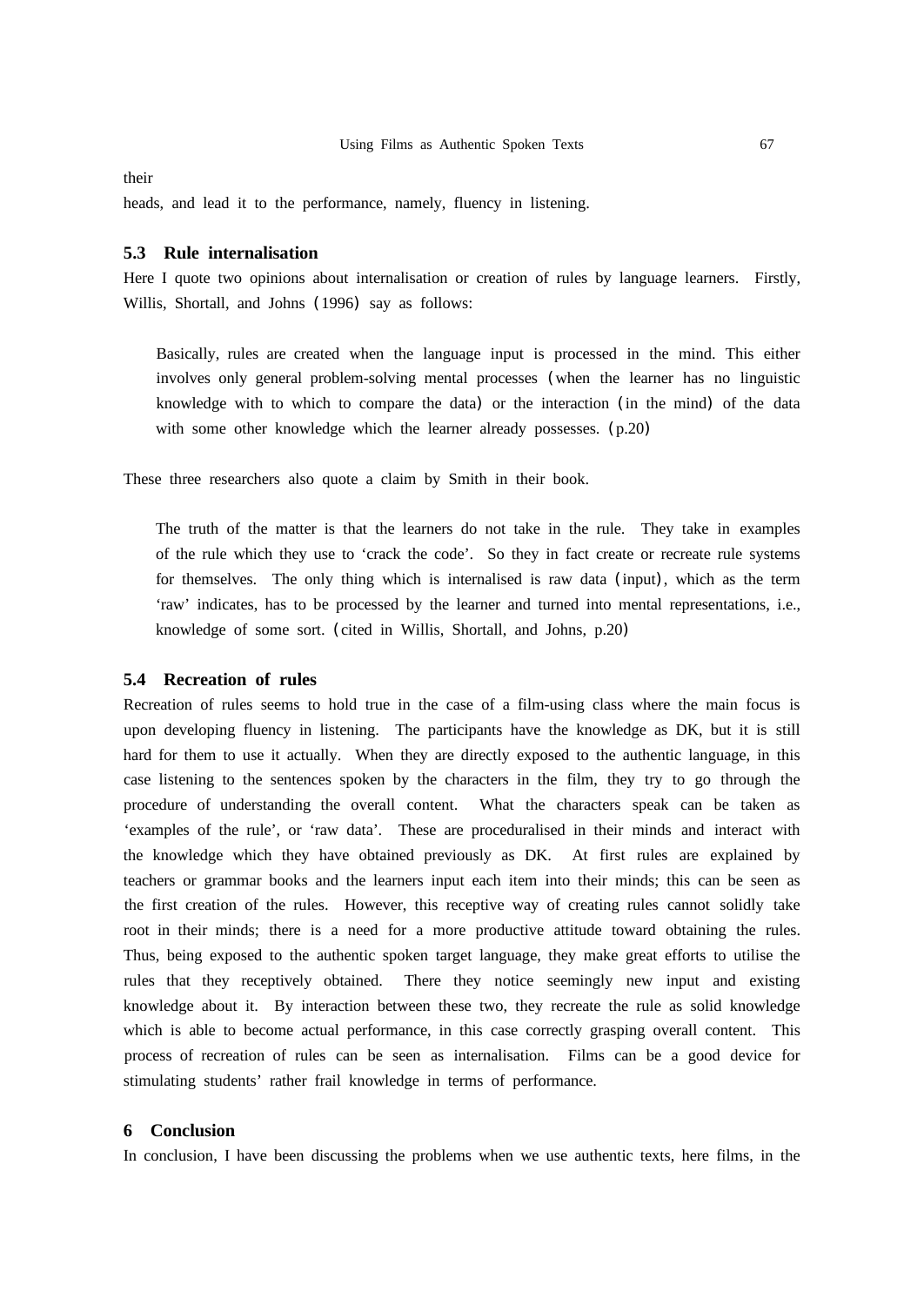their

heads, and lead it to the performance, namely, fluency in listening.

### 5.3 Rule internalisation

Here I quote two opinions about internalisation or creation of rules by language learners. Firstly, Willis, Shortall, and Johns (1996) say as follows:

> Basically, rules are created when the language input is processed in the mind. This either involves only general problem-solving mental processes (when the learner has no linguistic knowledge with to which to compare the data) or the interaction (in the mind) of the data with some other knowledge which the learner already possesses. (p.20)

These three researchers also quote a claim by Smith in their book.

> The truth of the matter is that the learners do not take in the rule. They take in examples of the rule which they use to 'crack the code'. So they in fact create or recreate rule systems for themselves. The only thing which is internalised is raw data (input), which as the term 'raw' indicates, has to be processed by the learner and turned into mental representations, i.e., knowledge of some sort. (cited in Willis, Shortall, and Johns, p.20)

### 5.4 Recreation of rules

Recreation of rules seems to hold true in the case of a film-using class where the main focus is upon developing fluency in listening. The participants have the knowledge as DK, but it is still hard for them to use it actually. When they are directly exposed to the authentic language, in this case listening to the sentences spoken by the characters in the film, they try to go through the procedure of understanding the overall content. What the characters speak can be taken as 'examples of the rule', or 'raw data'. These are proceduralised in their minds and interact with the knowledge which they have obtained previously as DK. At first rules are explained by teachers or grammar books and the learners input each item into their minds; this can be seen as the first creation of the rules. However, this receptive way of creating rules cannot solidly take root in their minds; there is a need for a more productive attitude toward obtaining the rules. Thus, being exposed to the authentic spoken target language, they make great efforts to utilise the rules that they receptively obtained. There they notice seemingly new input and existing knowledge about it. By interaction between these two, they recreate the rule as solid knowledge which is able to become actual performance, in this case correctly grasping overall content. This process of recreation of rules can be seen as internalisation. Films can be a good device for stimulating students' rather frail knowledge in terms of performance.

## 6 Conclusion

In conclusion, I have been discussing the problems when we use authentic texts, here films, in the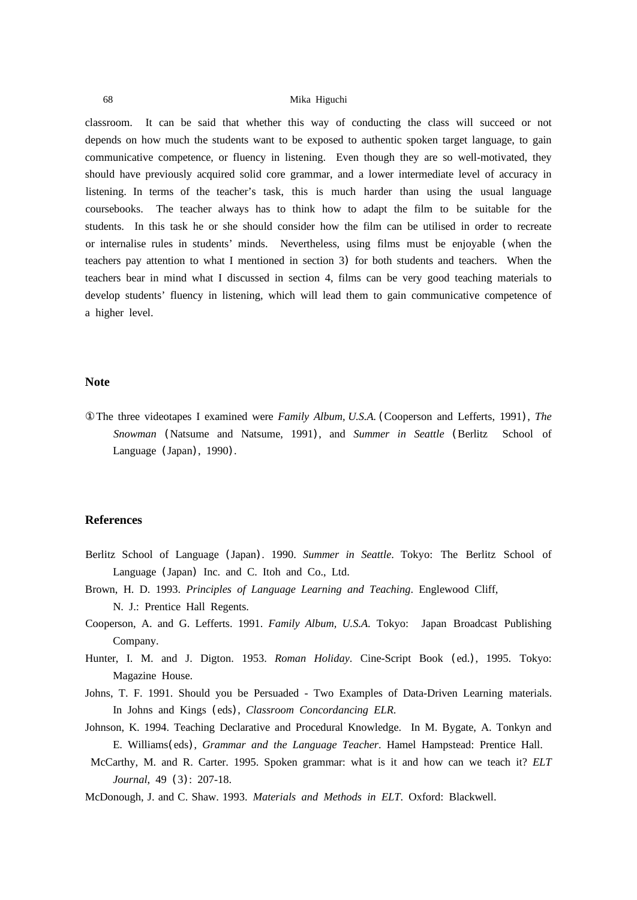classroom. It can be said that whether this way of conducting the class will succeed or not depends on how much the students want to be exposed to authentic spoken target language, to gain communicative competence, or fluency in listening. Even though they are so well-motivated, they should have previously acquired solid core grammar, and a lower intermediate level of accuracy in listening. In terms of the teacher's task, this is much harder than using the usual language coursebooks. The teacher always has to think how to adapt the film to be suitable for the students. In this task he or she should consider how the film can be utilised in order to recreate or internalise rules in students' minds. Nevertheless, using films must be enjoyable (when the teachers pay attention to what I mentioned in section 3) for both students and teachers. When the teachers bear in mind what I discussed in section 4, films can be very good teaching materials to develop students' fluency in listening, which will lead them to gain communicative competence of a higher level.

## Note

① The three videotapes I examined were *Family Album, U.S.A.* (Cooperson and Lefferts, 1991), *The Snowman* (Natsume and Natsume, 1991), and *Summer in Seattle* (Berlitz School of Language (Japan), 1990).

## References

Berlitz School of Language (Japan). 1990. *Summer in Seattle*. Tokyo: The Berlitz School of Language (Japan) Inc. and C. Itoh and Co., Ltd.

Brown, H. D. 1993. *Principles of Language Learning and Teaching*. Englewood Cliff, N. J.: Prentice Hall Regents.

Cooperson, A. and G. Lefferts. 1991. *Family Album, U.S.A.* Tokyo: Japan Broadcast Publishing Company.

Hunter, I. M. and J. Digton. 1953. *Roman Holiday*. Cine-Script Book (ed.), 1995. Tokyo: Magazine House.

Johns, T. F. 1991. Should you be Persuaded - Two Examples of Data-Driven Learning materials. In Johns and Kings (eds), *Classroom Concordancing ELR.*

Johnson, K. 1994. Teaching Declarative and Procedural Knowledge. In M. Bygate, A. Tonkyn and E. Williams(eds), *Grammar and the Language Teacher*. Hamel Hampstead: Prentice Hall.

McCarthy, M. and R. Carter. 1995. Spoken grammar: what is it and how can we teach it? *ELT Journal*, 49 (3): 207-18.

McDonough, J. and C. Shaw. 1993. *Materials and Methods in ELT*. Oxford: Blackwell.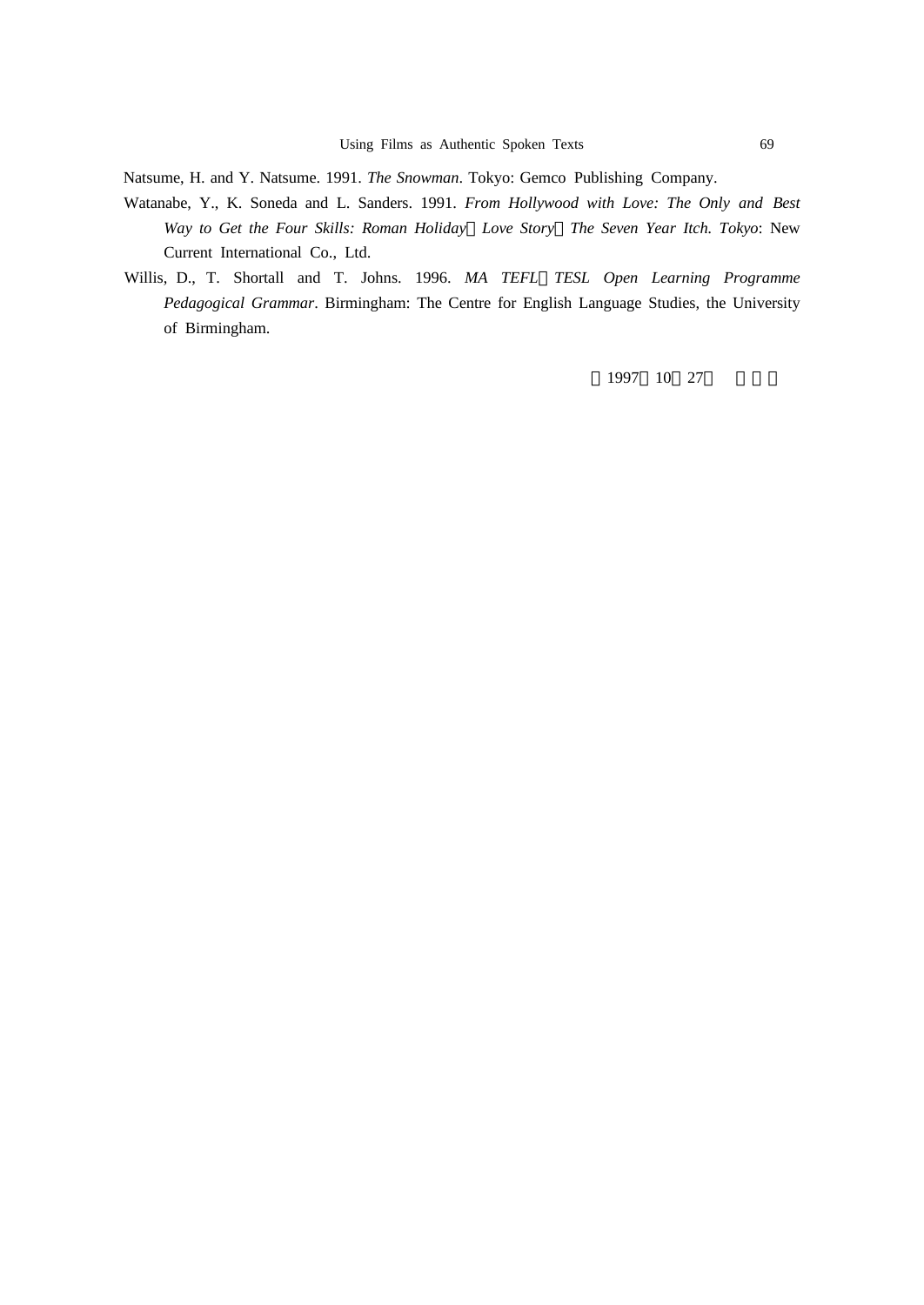Natsume, H. and Y. Natsume. 1991. *The Snowman*. Tokyo: Gemco Publishing Company.

Watanabe, Y., K. Soneda and L. Sanders. 1991. *From Hollywood with Love: The Only and Best Way to Get the Four Skills: Roman Holiday*，*Love Story*，*The Seven Year Itch. Tokyo*: New Current International Co., Ltd.

Willis, D., T. Shortall and T. Johns. 1996. *MA TEFL*／*TESL Open Learning Programme Pedagogical Grammar*. Birmingham: The Centre for English Language Studies, the University of Birmingham.

（1997 10 27 ）